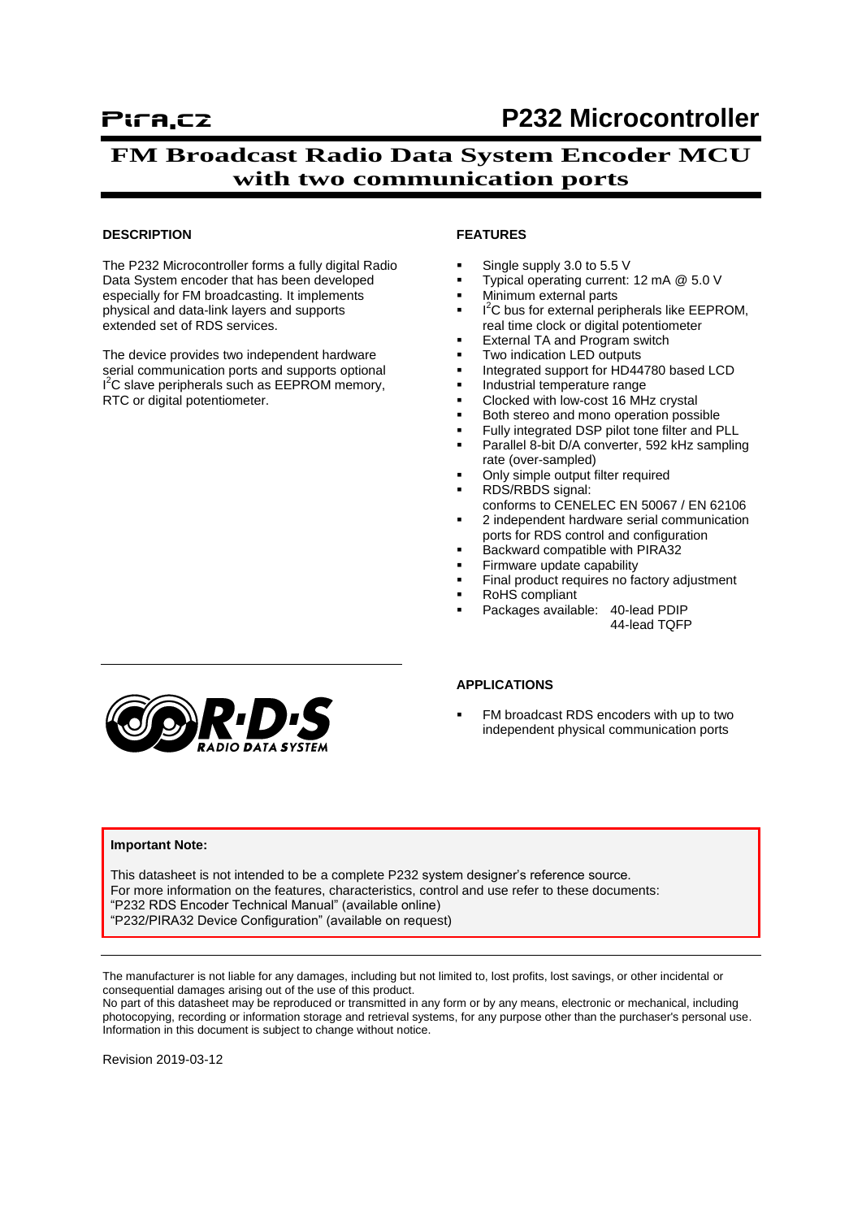Pira.cz

# P232 Microcontroller

## FM Broadcast Radio Data System Encoder MCU with two communication ports

### DESCRIPTION

The P232 Microcontroller forms a fully digital Radio Data System encoder that has been developed especially for FM broadcasting. It implements physical and data-link layers and supports extended set of RDS services.

The device provides two independent hardware serial communication ports and supports optional $I^2C$ slave peripherals such as EEPROM memory, RTC or digital potentiometer.

### FEATURES

- Single supply 3.0 to 5.5 V
- Typical operating current: 12 mA @ 5.0 V
- Minimum external parts
- $I^2C$ bus for external peripherals like EEPROM, real time clock or digital potentiometer
- External TA and Program switch
- Two indication LED outputs
- Integrated support for HD44780 based LCD
- Industrial temperature range
- Clocked with low-cost 16 MHz crystal
- Both stereo and mono operation possible
- Fully integrated DSP pilot tone filter and PLL
- Parallel 8-bit D/A converter, 592 kHz sampling rate (over-sampled)
- Only simple output filter required
- RDS/RBDS signal: conforms to CENELEC EN 50067 / EN 62106
- 2 independent hardware serial communication ports for RDS control and configuration
- Backward compatible with PIRA32
- Firmware update capability
- Final product requires no factory adjustment
- RoHS compliant
- Packages available: 40-lead PDIP, 44-lead TQFP

### APPLICATIONS

- FM broadcast RDS encoders with up to two independent physical communication ports

**Important Note:**

This datasheet is not intended to be a complete P232 system designer's reference source.
For more information on the features, characteristics, control and use refer to these documents:
"P232 RDS Encoder Technical Manual" (available online)
"P232/PIRA32 Device Configuration" (available on request)

The manufacturer is not liable for any damages, including but not limited to, lost profits, lost savings, or other incidental or consequential damages arising out of the use of this product.
No part of this datasheet may be reproduced or transmitted in any form or by any means, electronic or mechanical, including photocopying, recording or information storage and retrieval systems, for any purpose other than the purchaser's personal use.
Information in this document is subject to change without notice.

Revision 2019-03-12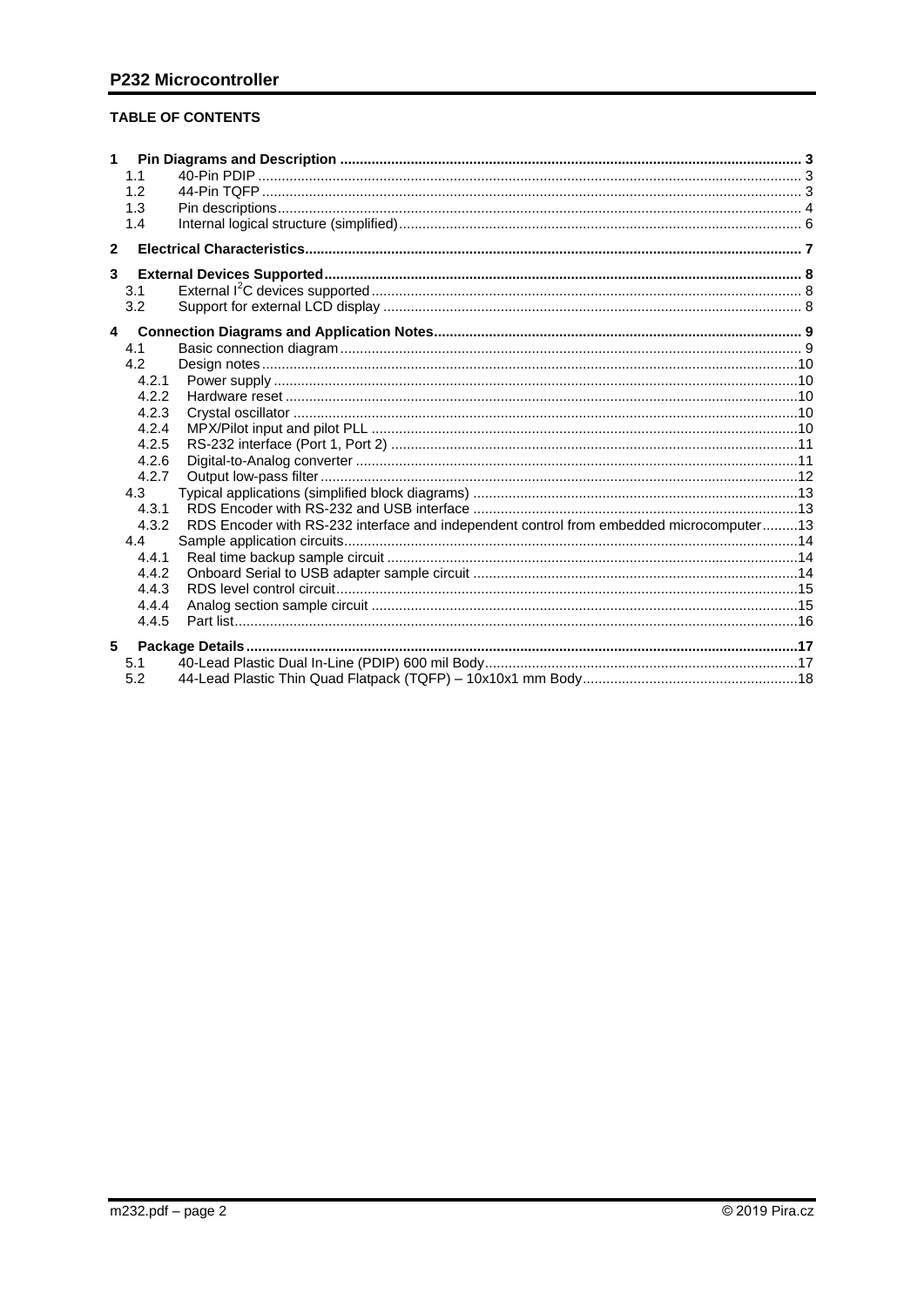## TABLE OF CONTENTS

1 Pin Diagrams and Description ..... 3
- 1.1 40-Pin PDIP ..... 3
- 1.2 44-Pin TQFP ..... 3
- 1.3 Pin descriptions ..... 4
- 1.4 Internal logical structure (simplified) ..... 6

2 Electrical Characteristics ..... 7

3 External Devices Supported ..... 8
- 3.1 External $I^2C$ devices supported ..... 8
- 3.2 Support for external LCD display ..... 8

4 Connection Diagrams and Application Notes ..... 9
- 4.1 Basic connection diagram ..... 9
- 4.2 Design notes ..... 10
  - 4.2.1 Power supply ..... 10
  - 4.2.2 Hardware reset ..... 10
  - 4.2.3 Crystal oscillator ..... 10
  - 4.2.4 MPX/Pilot input and pilot PLL ..... 10
  - 4.2.5 RS-232 interface (Port 1, Port 2) ..... 11
  - 4.2.6 Digital-to-Analog converter ..... 11
  - 4.2.7 Output low-pass filter ..... 12
- 4.3 Typical applications (simplified block diagrams) ..... 13
  - 4.3.1 RDS Encoder with RS-232 and USB interface ..... 13
  - 4.3.2 RDS Encoder with RS-232 interface and independent control from embedded microcomputer ..... 13
- 4.4 Sample application circuits ..... 14
  - 4.4.1 Real time backup sample circuit ..... 14
  - 4.4.2 Onboard Serial to USB adapter sample circuit ..... 14
  - 4.4.3 RDS level control circuit ..... 15
  - 4.4.4 Analog section sample circuit ..... 15
  - 4.4.5 Part list ..... 16

5 Package Details ..... 17
- 5.1 40-Lead Plastic Dual In-Line (PDIP) 600 mil Body ..... 17
- 5.2 44-Lead Plastic Thin Quad Flatpack (TQFP) – 10x10x1 mm Body ..... 18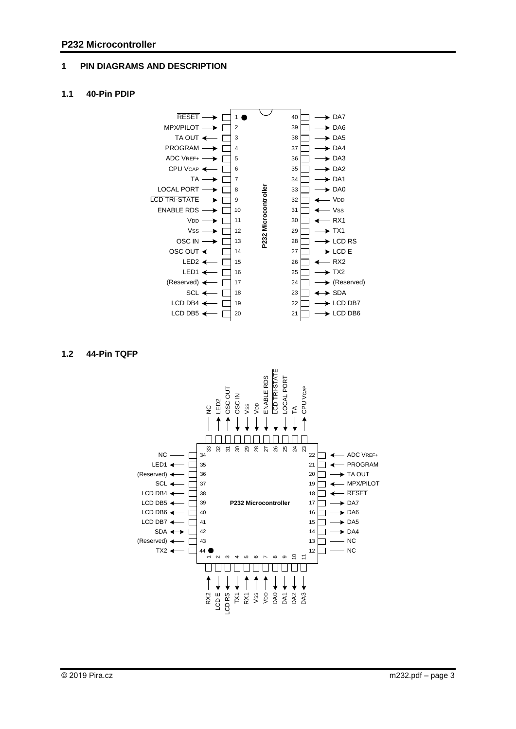# 1 PIN DIAGRAMS AND DESCRIPTION

## 1.1 40-Pin PDIP

P232 Microcontroller

| Signal | Direction | Pin | Pin | Direction | Signal |
|---|---|---|---|---|---|
| RESET | → | 1 | 40 | → | DA7 |
| MPX/PILOT | → | 2 | 39 | → | DA6 |
| TA OUT | ← | 3 | 38 | → | DA5 |
| PROGRAM | → | 4 | 37 | → | DA4 |
| ADC VREF+ | → | 5 | 36 | → | DA3 |
| CPU VCAP | ← | 6 | 35 | → | DA2 |
| TA | → | 7 | 34 | → | DA1 |
| LOCAL PORT | → | 8 | 33 | → | DA0 |
| LCD TRI-STATE | → | 9 | 32 | ← | VDD |
| ENABLE RDS | → | 10 | 31 | ← | VSS |
| VDD | → | 11 | 30 | ← | RX1 |
| VSS | → | 12 | 29 | → | TX1 |
| OSC IN | → | 13 | 28 | → | LCD RS |
| OSC OUT | ← | 14 | 27 | → | LCD E |
| LED2 | ← | 15 | 26 | ← | RX2 |
| LED1 | ← | 16 | 25 | → | TX2 |
| (Reserved) | ← | 17 | 24 | → | (Reserved) |
| SCL | ← | 18 | 23 | ↔ | SDA |
| LCD DB4 | ← | 19 | 22 | → | LCD DB7 |
| LCD DB5 | ← | 20 | 21 | → | LCD DB6 |

## 1.2 44-Pin TQFP

P232 Microcontroller

| Pin | Signal | Direction |
|---|---|---|
| 1 | RX2 | in |
| 2 | LCD E | out |
| 3 | LCD RS | out |
| 4 | TX1 | out |
| 5 | RX1 | in |
| 6 | VSS | in |
| 7 | VDD | in |
| 8 | DA0 | out |
| 9 | DA1 | out |
| 10 | DA2 | out |
| 11 | DA3 | out |
| 12 | NC | — |
| 13 | NC | — |
| 14 | DA4 | out |
| 15 | DA5 | out |
| 16 | DA6 | out |
| 17 | DA7 | out |
| 18 | RESET | in |
| 19 | MPX/PILOT | in |
| 20 | TA OUT | out |
| 21 | PROGRAM | in |
| 22 | ADC VREF+ | in |
| 23 | CPU VCAP | out |
| 24 | TA | in |
| 25 | LOCAL PORT | in |
| 26 | LCD TRI-STATE | in |
| 27 | ENABLE RDS | in |
| 28 | VDD | in |
| 29 | VSS | in |
| 30 | OSC IN | in |
| 31 | OSC OUT | out |
| 32 | LED2 | out |
| 33 | NC | — |
| 34 | NC | — |
| 35 | LED1 | out |
| 36 | (Reserved) | out |
| 37 | SCL | out |
| 38 | LCD DB4 | out |
| 39 | LCD DB5 | out |
| 40 | LCD DB6 | out |
| 41 | LCD DB7 | out |
| 42 | SDA | in/out |
| 43 | (Reserved) | out |
| 44 | TX2 | out |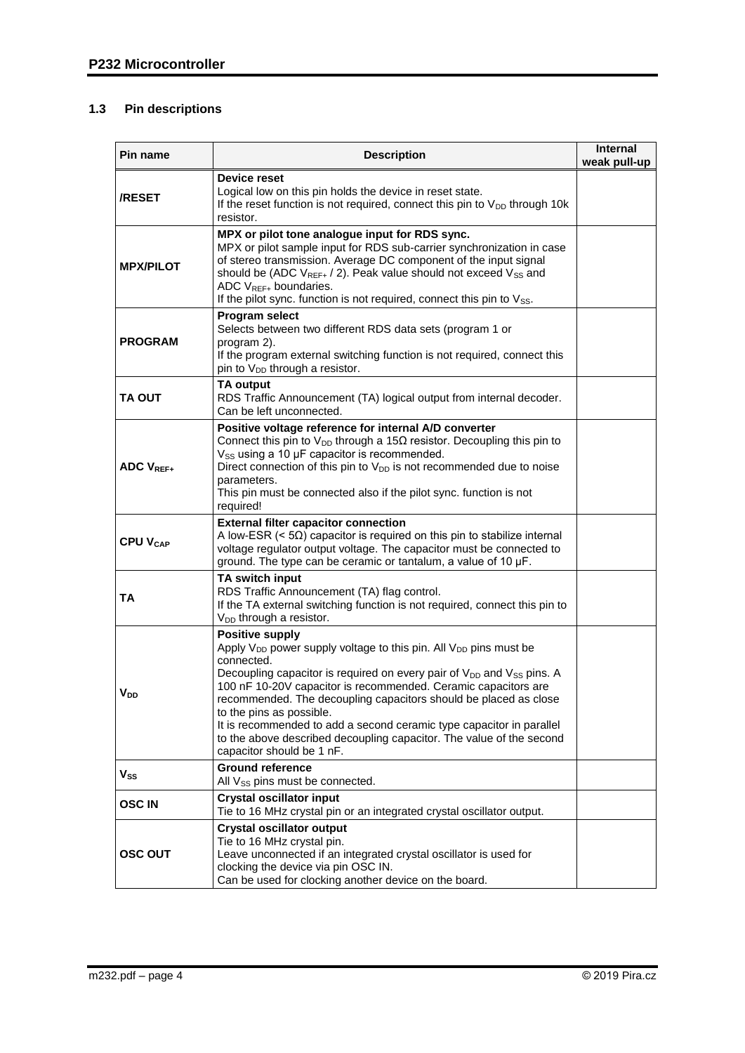### 1.3 Pin descriptions

| Pin name | Description | Internal weak pull-up |
|---|---|---|
| /RESET | **Device reset**<br>Logical low on this pin holds the device in reset state.<br>If the reset function is not required, connect this pin to $V_{DD}$ through 10k resistor. | |
| MPX/PILOT | **MPX or pilot tone analogue input for RDS sync.**<br>MPX or pilot sample input for RDS sub-carrier synchronization in case of stereo transmission. Average DC component of the input signal should be (ADC $V_{REF+}$ / 2). Peak value should not exceed $V_{SS}$ and ADC $V_{REF+}$ boundaries.<br>If the pilot sync. function is not required, connect this pin to $V_{SS}$. | |
| PROGRAM | **Program select**<br>Selects between two different RDS data sets (program 1 or program 2).<br>If the program external switching function is not required, connect this pin to $V_{DD}$ through a resistor. | |
| TA OUT | **TA output**<br>RDS Traffic Announcement (TA) logical output from internal decoder. Can be left unconnected. | |
| ADC $V_{REF+}$ | **Positive voltage reference for internal A/D converter**<br>Connect this pin to $V_{DD}$ through a 15Ω resistor. Decoupling this pin to $V_{SS}$ using a 10 µF capacitor is recommended.<br>Direct connection of this pin to $V_{DD}$ is not recommended due to noise parameters.<br>This pin must be connected also if the pilot sync. function is not required! | |
| CPU $V_{CAP}$ | **External filter capacitor connection**<br>A low-ESR (< 5Ω) capacitor is required on this pin to stabilize internal voltage regulator output voltage. The capacitor must be connected to ground. The type can be ceramic or tantalum, a value of 10 µF. | |
| TA | **TA switch input**<br>RDS Traffic Announcement (TA) flag control.<br>If the TA external switching function is not required, connect this pin to $V_{DD}$ through a resistor. | |
| $V_{DD}$ | **Positive supply**<br>Apply $V_{DD}$ power supply voltage to this pin. All $V_{DD}$ pins must be connected.<br>Decoupling capacitor is required on every pair of $V_{DD}$ and $V_{SS}$ pins. A 100 nF 10-20V capacitor is recommended. Ceramic capacitors are recommended. The decoupling capacitors should be placed as close to the pins as possible.<br>It is recommended to add a second ceramic type capacitor in parallel to the above described decoupling capacitor. The value of the second capacitor should be 1 nF. | |
| $V_{SS}$ | **Ground reference**<br>All $V_{SS}$ pins must be connected. | |
| OSC IN | **Crystal oscillator input**<br>Tie to 16 MHz crystal pin or an integrated crystal oscillator output. | |
| OSC OUT | **Crystal oscillator output**<br>Tie to 16 MHz crystal pin.<br>Leave unconnected if an integrated crystal oscillator is used for clocking the device via pin OSC IN.<br>Can be used for clocking another device on the board. | |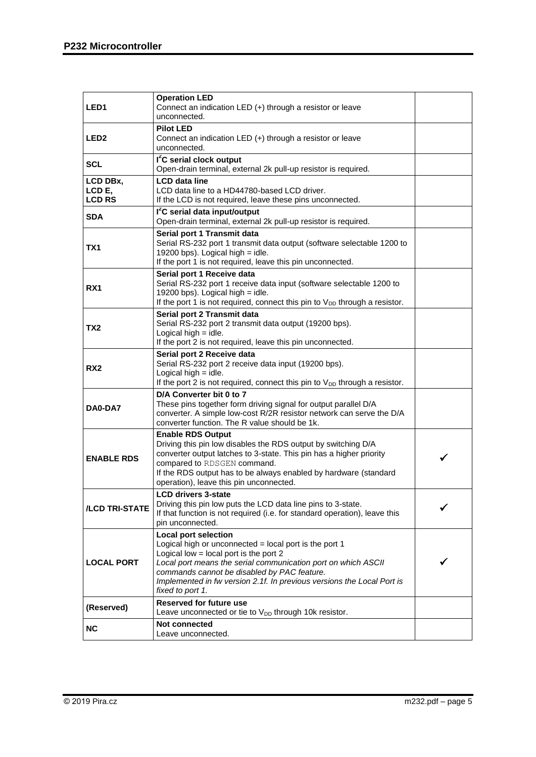| | | |
|---|---|---|
| **LED1** | **Operation LED**<br>Connect an indication LED (+) through a resistor or leave unconnected. | |
| **LED2** | **Pilot LED**<br>Connect an indication LED (+) through a resistor or leave unconnected. | |
| **SCL** | **I$^2$C serial clock output**<br>Open-drain terminal, external 2k pull-up resistor is required. | |
| **LCD DBx, LCD E, LCD RS** | **LCD data line**<br>LCD data line to a HD44780-based LCD driver.<br>If the LCD is not required, leave these pins unconnected. | |
| **SDA** | **I$^2$C serial data input/output**<br>Open-drain terminal, external 2k pull-up resistor is required. | |
| **TX1** | **Serial port 1 Transmit data**<br>Serial RS-232 port 1 transmit data output (software selectable 1200 to 19200 bps). Logical high = idle.<br>If the port 1 is not required, leave this pin unconnected. | |
| **RX1** | **Serial port 1 Receive data**<br>Serial RS-232 port 1 receive data input (software selectable 1200 to 19200 bps). Logical high = idle.<br>If the port 1 is not required, connect this pin to $V_{DD}$ through a resistor. | |
| **TX2** | **Serial port 2 Transmit data**<br>Serial RS-232 port 2 transmit data output (19200 bps).<br>Logical high = idle.<br>If the port 2 is not required, leave this pin unconnected. | |
| **RX2** | **Serial port 2 Receive data**<br>Serial RS-232 port 2 receive data input (19200 bps).<br>Logical high = idle.<br>If the port 2 is not required, connect this pin to $V_{DD}$ through a resistor. | |
| **DA0-DA7** | **D/A Converter bit 0 to 7**<br>These pins together form driving signal for output parallel D/A converter. A simple low-cost R/2R resistor network can serve the D/A converter function. The R value should be 1k. | |
| **ENABLE RDS** | **Enable RDS Output**<br>Driving this pin low disables the RDS output by switching D/A converter output latches to 3-state. This pin has a higher priority compared to `RDSGEN` command.<br>If the RDS output has to be always enabled by hardware (standard operation), leave this pin unconnected. | ✓ |
| **/LCD TRI-STATE** | **LCD drivers 3-state**<br>Driving this pin low puts the LCD data line pins to 3-state.<br>If that function is not required (i.e. for standard operation), leave this pin unconnected. | ✓ |
| **LOCAL PORT** | **Local port selection**<br>Logical high or unconnected = local port is the port 1<br>Logical low = local port is the port 2<br>*Local port means the serial communication port on which ASCII commands cannot be disabled by PAC feature.*<br>*Implemented in fw version 2.1f. In previous versions the Local Port is fixed to port 1.* | ✓ |
| **(Reserved)** | **Reserved for future use**<br>Leave unconnected or tie to $V_{DD}$ through 10k resistor. | |
| **NC** | **Not connected**<br>Leave unconnected. | |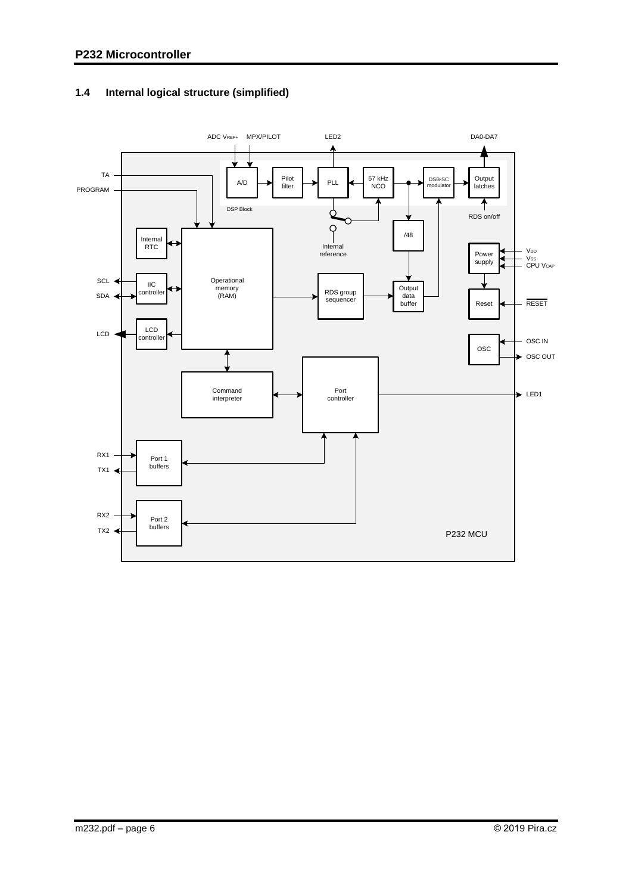## 1.4 Internal logical structure (simplified)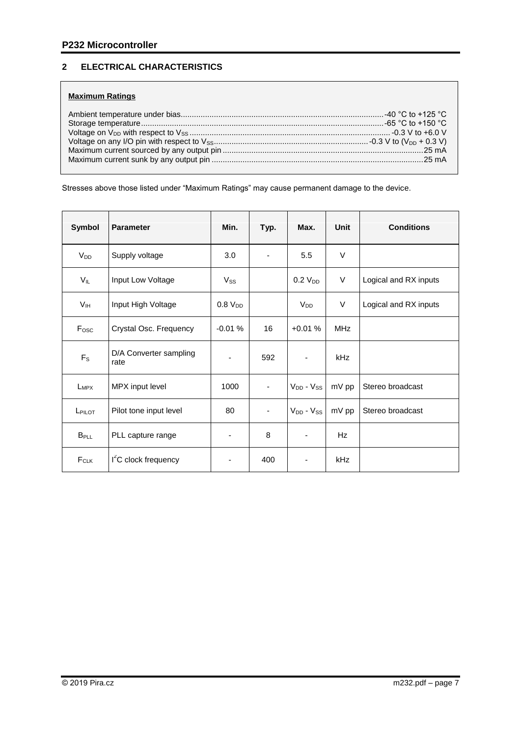## 2 ELECTRICAL CHARACTERISTICS

**Maximum Ratings**

Ambient temperature under bias.......................................................................................... -40 °C to +125 °C
Storage temperature........................................................................................................... -65 °C to +150 °C
Voltage on $V_{DD}$ with respect to $V_{SS}$ ......................................................................................... -0.3 V to +6.0 V
Voltage on any I/O pin with respect to $V_{SS}$..................................................................... -0.3 V to ($V_{DD}$ + 0.3 V)
Maximum current sourced by any output pin ........................................................................................25 mA
Maximum current sunk by any output pin .............................................................................................25 mA

Stresses above those listed under "Maximum Ratings" may cause permanent damage to the device.

| Symbol | Parameter | Min. | Typ. | Max. | Unit | Conditions |
|---|---|---|---|---|---|---|
| $V_{DD}$ | Supply voltage | 3.0 | - | 5.5 | V | |
| $V_{IL}$ | Input Low Voltage | $V_{SS}$ | | 0.2 $V_{DD}$ | V | Logical and RX inputs |
| $V_{IH}$ | Input High Voltage | 0.8 $V_{DD}$ | | $V_{DD}$ | V | Logical and RX inputs |
| $F_{OSC}$ | Crystal Osc. Frequency | -0.01 % | 16 | +0.01 % | MHz | |
| $F_S$ | D/A Converter sampling rate | - | 592 | - | kHz | |
| $L_{MPX}$ | MPX input level | 1000 | - | $V_{DD}$ - $V_{SS}$ | mV pp | Stereo broadcast |
| $L_{PILOT}$ | Pilot tone input level | 80 | - | $V_{DD}$ - $V_{SS}$ | mV pp | Stereo broadcast |
| $B_{PLL}$ | PLL capture range | - | 8 | - | Hz | |
| $F_{CLK}$ | $I^2C$ clock frequency | - | 400 | - | kHz | |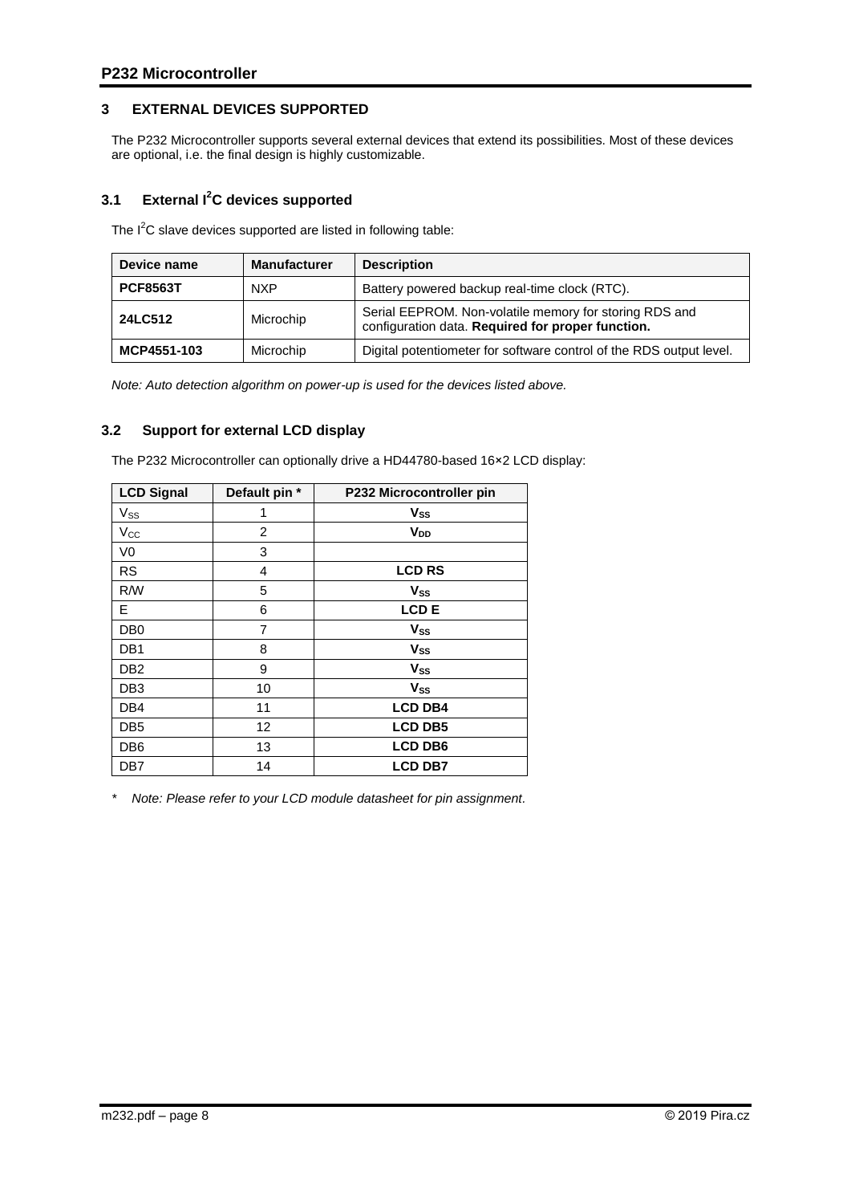## 3 EXTERNAL DEVICES SUPPORTED

The P232 Microcontroller supports several external devices that extend its possibilities. Most of these devices are optional, i.e. the final design is highly customizable.

### 3.1 External I$^2$C devices supported

The I$^2$C slave devices supported are listed in following table:

| Device name | Manufacturer | Description |
|---|---|---|
| **PCF8563T** | NXP | Battery powered backup real-time clock (RTC). |
| **24LC512** | Microchip | Serial EEPROM. Non-volatile memory for storing RDS and configuration data. **Required for proper function.** |
| **MCP4551-103** | Microchip | Digital potentiometer for software control of the RDS output level. |

*Note: Auto detection algorithm on power-up is used for the devices listed above.*

### 3.2 Support for external LCD display

The P232 Microcontroller can optionally drive a HD44780-based 16×2 LCD display:

| LCD Signal | Default pin * | P232 Microcontroller pin |
|---|---|---|
| $V_{SS}$ | 1 | $\mathbf{V_{SS}}$ |
| $V_{CC}$ | 2 | $\mathbf{V_{DD}}$ |
| V0 | 3 | |
| RS | 4 | **LCD RS** |
| R/W | 5 | $\mathbf{V_{SS}}$ |
| E | 6 | **LCD E** |
| DB0 | 7 | $\mathbf{V_{SS}}$ |
| DB1 | 8 | $\mathbf{V_{SS}}$ |
| DB2 | 9 | $\mathbf{V_{SS}}$ |
| DB3 | 10 | $\mathbf{V_{SS}}$ |
| DB4 | 11 | **LCD DB4** |
| DB5 | 12 | **LCD DB5** |
| DB6 | 13 | **LCD DB6** |
| DB7 | 14 | **LCD DB7** |

\* *Note: Please refer to your LCD module datasheet for pin assignment.*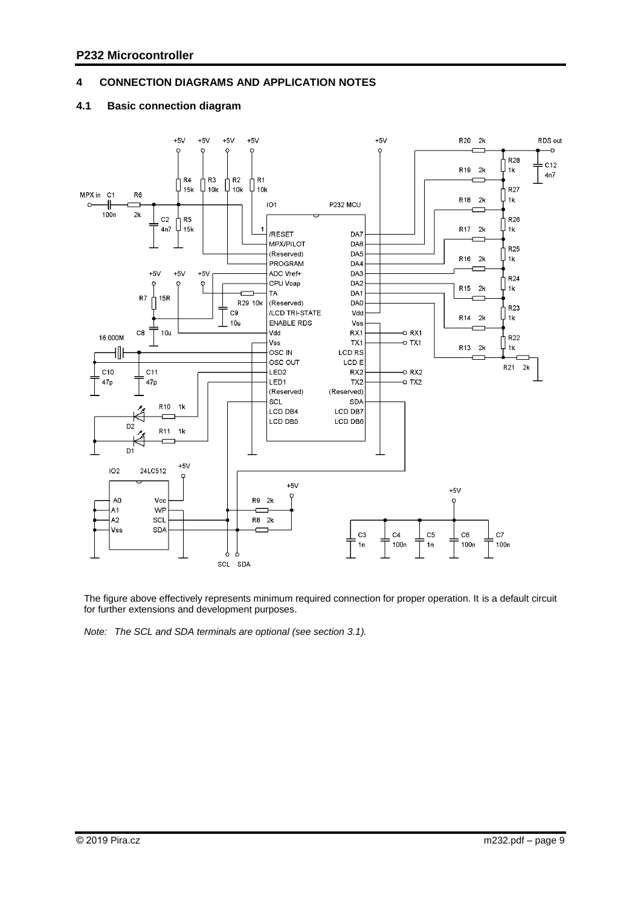## 4 CONNECTION DIAGRAMS AND APPLICATION NOTES

### 4.1 Basic connection diagram

The figure above effectively represents minimum required connection for proper operation. It is a default circuit for further extensions and development purposes.

*Note: The SCL and SDA terminals are optional (see section 3.1).*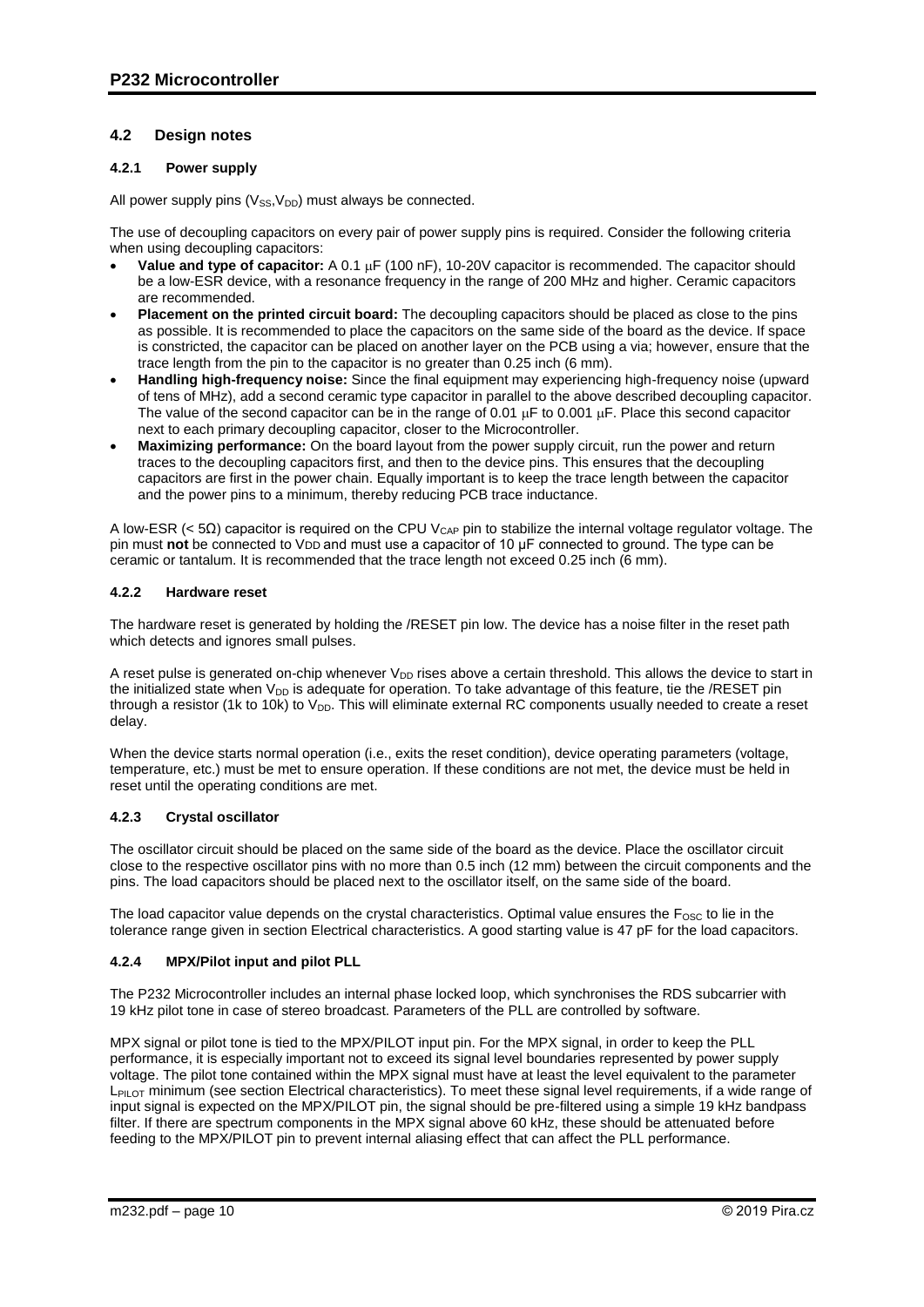## 4.2 Design notes

### 4.2.1 Power supply

All power supply pins ($V_{SS}$,$V_{DD}$) must always be connected.

The use of decoupling capacitors on every pair of power supply pins is required. Consider the following criteria when using decoupling capacitors:

- **Value and type of capacitor:** A 0.1 μF (100 nF), 10-20V capacitor is recommended. The capacitor should be a low-ESR device, with a resonance frequency in the range of 200 MHz and higher. Ceramic capacitors are recommended.
- **Placement on the printed circuit board:** The decoupling capacitors should be placed as close to the pins as possible. It is recommended to place the capacitors on the same side of the board as the device. If space is constricted, the capacitor can be placed on another layer on the PCB using a via; however, ensure that the trace length from the pin to the capacitor is no greater than 0.25 inch (6 mm).
- **Handling high-frequency noise:** Since the final equipment may experiencing high-frequency noise (upward of tens of MHz), add a second ceramic type capacitor in parallel to the above described decoupling capacitor. The value of the second capacitor can be in the range of 0.01 μF to 0.001 μF. Place this second capacitor next to each primary decoupling capacitor, closer to the Microcontroller.
- **Maximizing performance:** On the board layout from the power supply circuit, run the power and return traces to the decoupling capacitors first, and then to the device pins. This ensures that the decoupling capacitors are first in the power chain. Equally important is to keep the trace length between the capacitor and the power pins to a minimum, thereby reducing PCB trace inductance.

A low-ESR (< 5Ω) capacitor is required on the CPU $V_{CAP}$ pin to stabilize the internal voltage regulator voltage. The pin must **not** be connected to $V_{DD}$ and must use a capacitor of 10 μF connected to ground. The type can be ceramic or tantalum. It is recommended that the trace length not exceed 0.25 inch (6 mm).

### 4.2.2 Hardware reset

The hardware reset is generated by holding the /RESET pin low. The device has a noise filter in the reset path which detects and ignores small pulses.

A reset pulse is generated on-chip whenever $V_{DD}$ rises above a certain threshold. This allows the device to start in the initialized state when $V_{DD}$ is adequate for operation. To take advantage of this feature, tie the /RESET pin through a resistor (1k to 10k) to $V_{DD}$. This will eliminate external RC components usually needed to create a reset delay.

When the device starts normal operation (i.e., exits the reset condition), device operating parameters (voltage, temperature, etc.) must be met to ensure operation. If these conditions are not met, the device must be held in reset until the operating conditions are met.

### 4.2.3 Crystal oscillator

The oscillator circuit should be placed on the same side of the board as the device. Place the oscillator circuit close to the respective oscillator pins with no more than 0.5 inch (12 mm) between the circuit components and the pins. The load capacitors should be placed next to the oscillator itself, on the same side of the board.

The load capacitor value depends on the crystal characteristics. Optimal value ensures the $F_{OSC}$ to lie in the tolerance range given in section Electrical characteristics. A good starting value is 47 pF for the load capacitors.

### 4.2.4 MPX/Pilot input and pilot PLL

The P232 Microcontroller includes an internal phase locked loop, which synchronises the RDS subcarrier with 19 kHz pilot tone in case of stereo broadcast. Parameters of the PLL are controlled by software.

MPX signal or pilot tone is tied to the MPX/PILOT input pin. For the MPX signal, in order to keep the PLL performance, it is especially important not to exceed its signal level boundaries represented by power supply voltage. The pilot tone contained within the MPX signal must have at least the level equivalent to the parameter $L_{PILOT}$ minimum (see section Electrical characteristics). To meet these signal level requirements, if a wide range of input signal is expected on the MPX/PILOT pin, the signal should be pre-filtered using a simple 19 kHz bandpass filter. If there are spectrum components in the MPX signal above 60 kHz, these should be attenuated before feeding to the MPX/PILOT pin to prevent internal aliasing effect that can affect the PLL performance.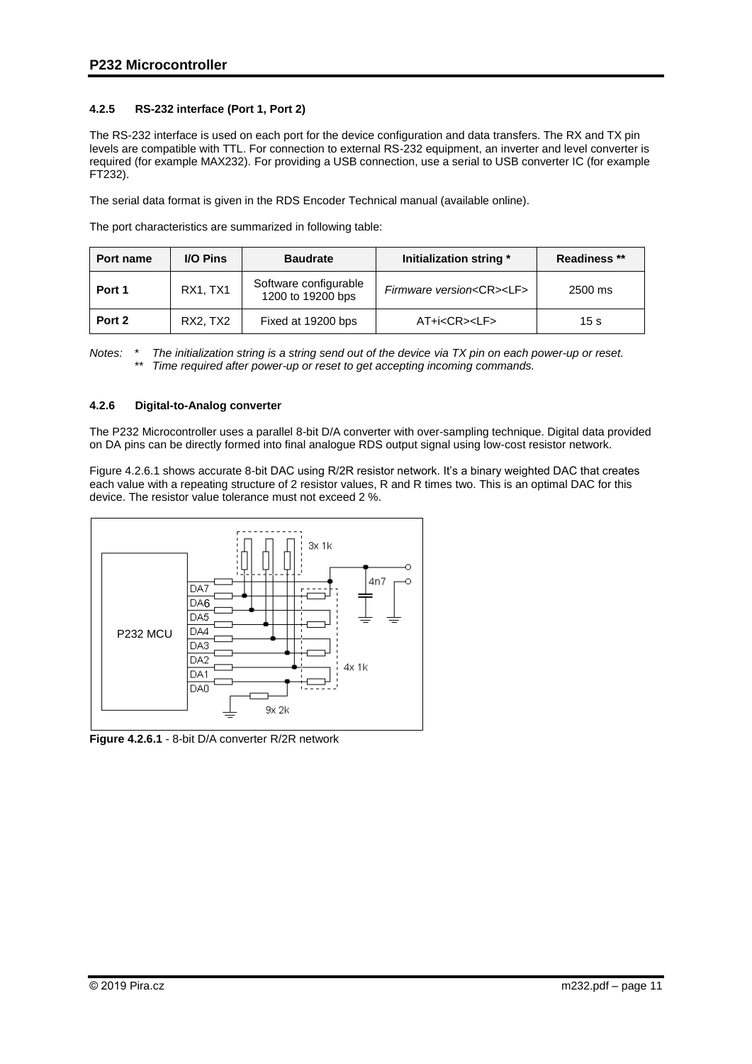### 4.2.5 RS-232 interface (Port 1, Port 2)

The RS-232 interface is used on each port for the device configuration and data transfers. The RX and TX pin levels are compatible with TTL. For connection to external RS-232 equipment, an inverter and level converter is required (for example MAX232). For providing a USB connection, use a serial to USB converter IC (for example FT232).

The serial data format is given in the RDS Encoder Technical manual (available online).

The port characteristics are summarized in following table:

| Port name | I/O Pins | Baudrate | Initialization string * | Readiness ** |
|---|---|---|---|---|
| **Port 1** | RX1, TX1 | Software configurable 1200 to 19200 bps | *Firmware version*<CR><LF> | 2500 ms |
| **Port 2** | RX2, TX2 | Fixed at 19200 bps | AT+i<CR><LF> | 15 s |

*Notes:* \* *The initialization string is a string send out of the device via TX pin on each power-up or reset.*
\*\* *Time required after power-up or reset to get accepting incoming commands.*

### 4.2.6 Digital-to-Analog converter

The P232 Microcontroller uses a parallel 8-bit D/A converter with over-sampling technique. Digital data provided on DA pins can be directly formed into final analogue RDS output signal using low-cost resistor network.

Figure 4.2.6.1 shows accurate 8-bit DAC using R/2R resistor network. It's a binary weighted DAC that creates each value with a repeating structure of 2 resistor values, R and R times two. This is an optimal DAC for this device. The resistor value tolerance must not exceed 2 %.

**Figure 4.2.6.1** - 8-bit D/A converter R/2R network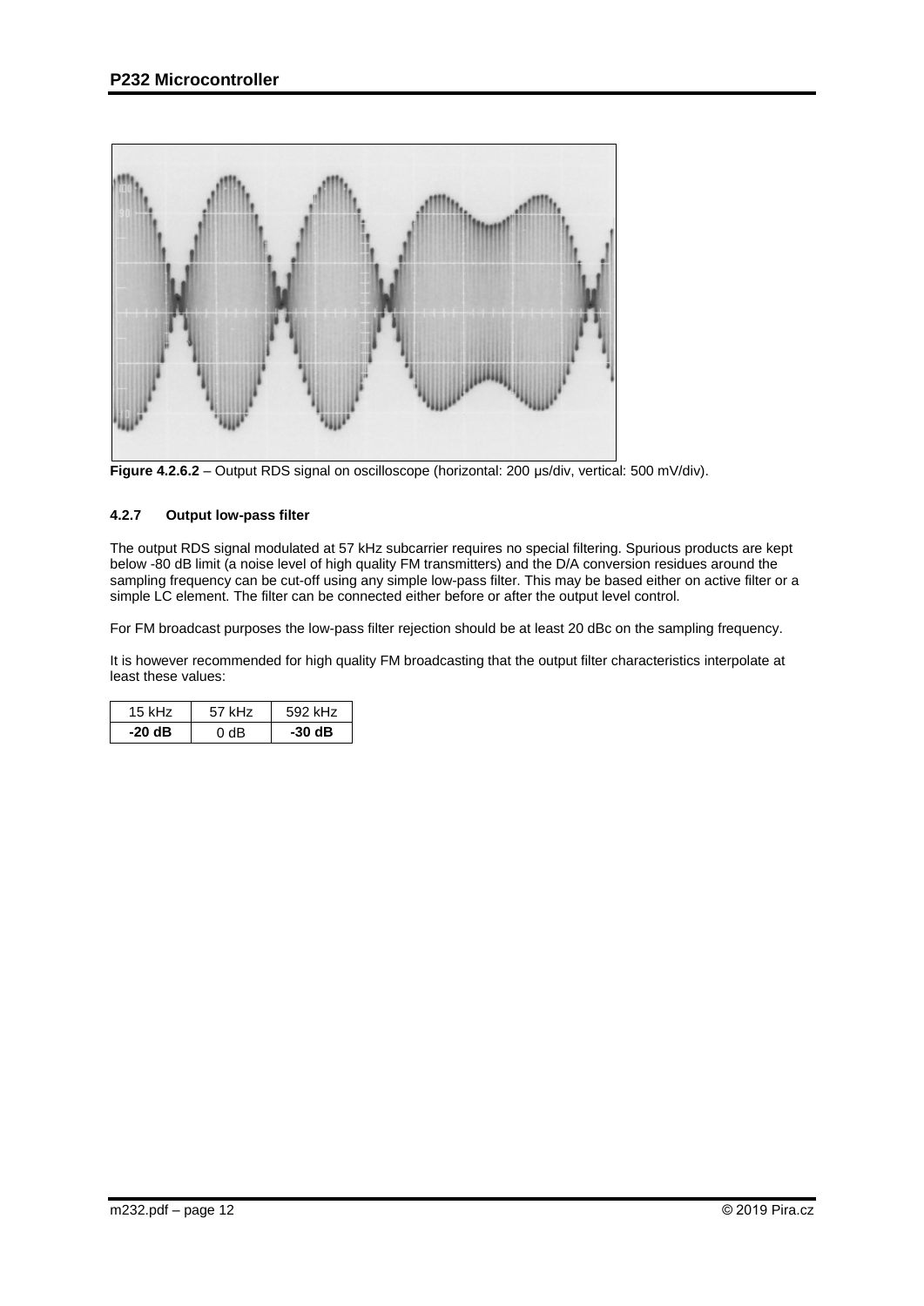**Figure 4.2.6.2** – Output RDS signal on oscilloscope (horizontal: 200 µs/div, vertical: 500 mV/div).

#### 4.2.7 Output low-pass filter

The output RDS signal modulated at 57 kHz subcarrier requires no special filtering. Spurious products are kept below -80 dB limit (a noise level of high quality FM transmitters) and the D/A conversion residues around the sampling frequency can be cut-off using any simple low-pass filter. This may be based either on active filter or a simple LC element. The filter can be connected either before or after the output level control.

For FM broadcast purposes the low-pass filter rejection should be at least 20 dBc on the sampling frequency.

It is however recommended for high quality FM broadcasting that the output filter characteristics interpolate at least these values:

| 15 kHz | 57 kHz | 592 kHz |
|---|---|---|
| **-20 dB** | 0 dB | **-30 dB** |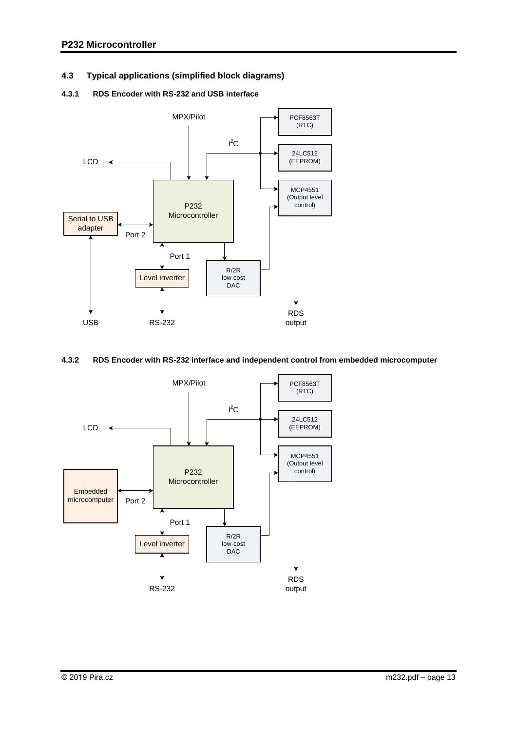## 4.3 Typical applications (simplified block diagrams)

### 4.3.1 RDS Encoder with RS-232 and USB interface

MPX/Pilot

$I^2C$

PCF8563T (RTC)

24LC512 (EEPROM)

MCP4551 (Output level control)

LCD

P232 Microcontroller

Serial to USB adapter

Port 2

Port 1

Level inverter

R/2R low-cost DAC

USB

RS-232

RDS output

### 4.3.2 RDS Encoder with RS-232 interface and independent control from embedded microcomputer

MPX/Pilot

$I^2C$

PCF8563T (RTC)

24LC512 (EEPROM)

MCP4551 (Output level control)

LCD

P232 Microcontroller

Embedded microcomputer

Port 2

Port 1

Level inverter

R/2R low-cost DAC

RS-232

RDS output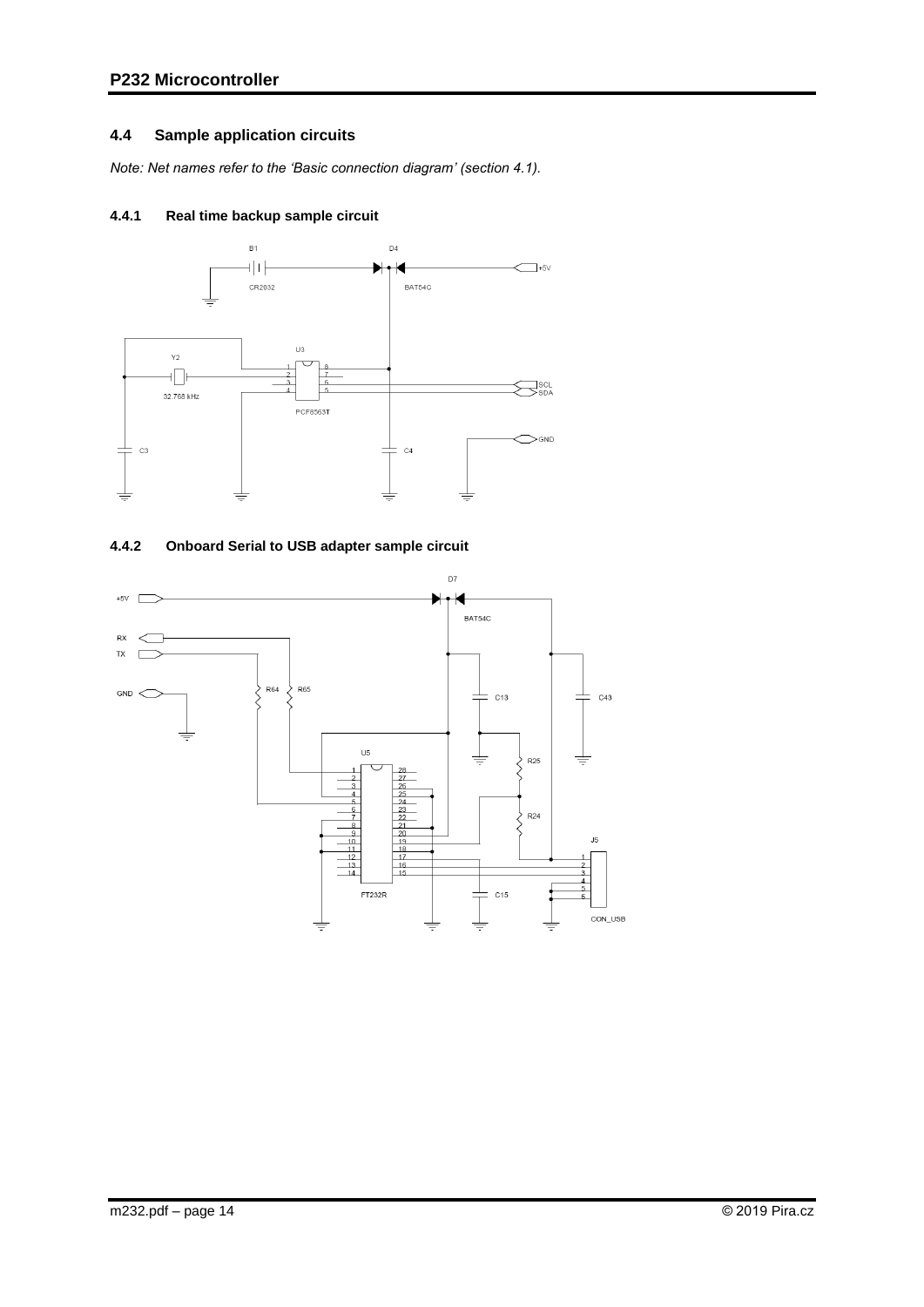## 4.4 Sample application circuits

*Note: Net names refer to the 'Basic connection diagram' (section 4.1).*

### 4.4.1 Real time backup sample circuit

### 4.4.2 Onboard Serial to USB adapter sample circuit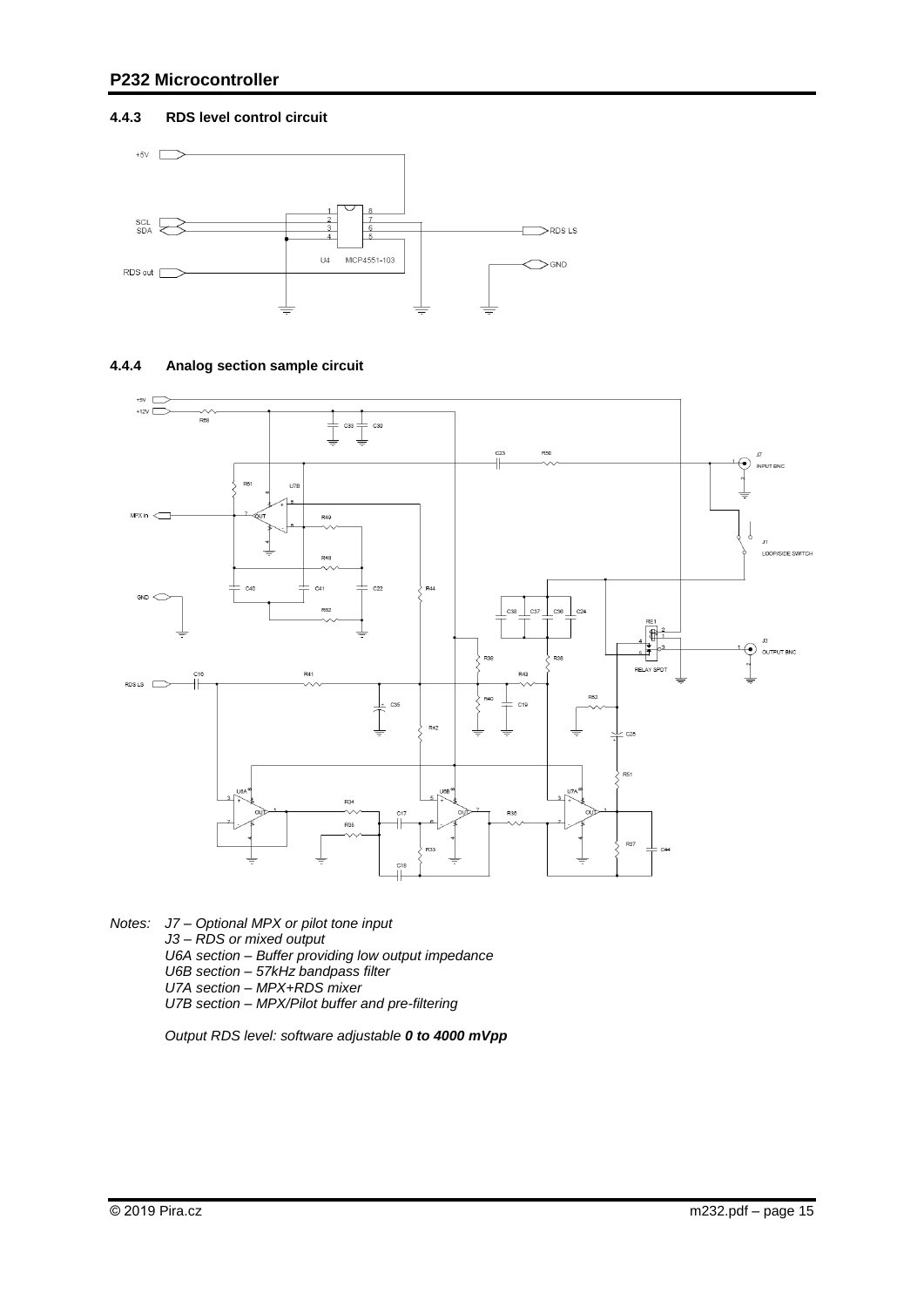### 4.4.3 RDS level control circuit

### 4.4.4 Analog section sample circuit

*Notes:* *J7 – Optional MPX or pilot tone input*
*J3 – RDS or mixed output*
*U6A section – Buffer providing low output impedance*
*U6B section – 57kHz bandpass filter*
*U7A section – MPX+RDS mixer*
*U7B section – MPX/Pilot buffer and pre-filtering*

*Output RDS level: software adjustable* ***0 to 4000 mVpp***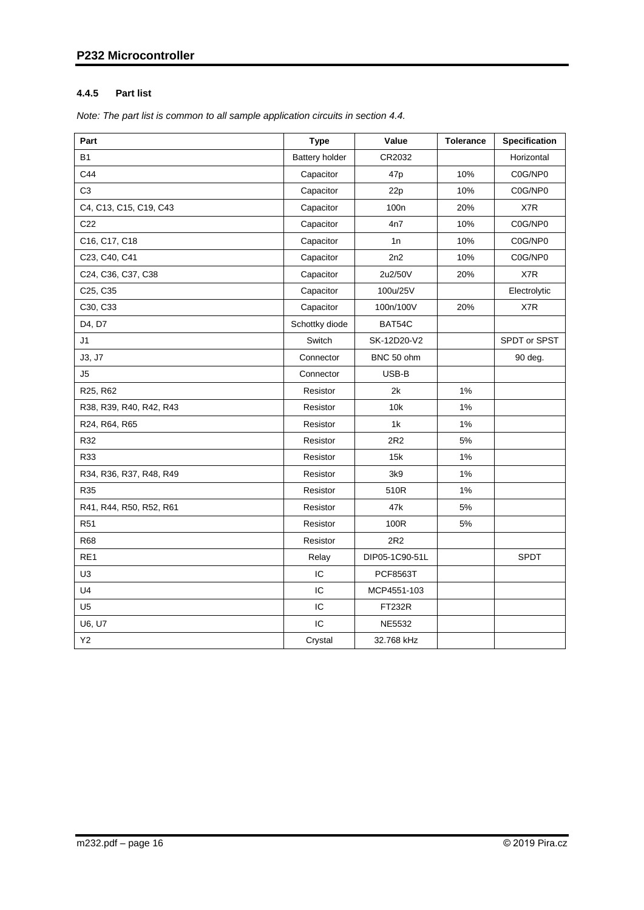#### 4.4.5 Part list

*Note: The part list is common to all sample application circuits in section 4.4.*

| Part | Type | Value | Tolerance | Specification |
|---|---|---|---|---|
| B1 | Battery holder | CR2032 | | Horizontal |
| C44 | Capacitor | 47p | 10% | C0G/NP0 |
| C3 | Capacitor | 22p | 10% | C0G/NP0 |
| C4, C13, C15, C19, C43 | Capacitor | 100n | 20% | X7R |
| C22 | Capacitor | 4n7 | 10% | C0G/NP0 |
| C16, C17, C18 | Capacitor | 1n | 10% | C0G/NP0 |
| C23, C40, C41 | Capacitor | 2n2 | 10% | C0G/NP0 |
| C24, C36, C37, C38 | Capacitor | 2u2/50V | 20% | X7R |
| C25, C35 | Capacitor | 100u/25V | | Electrolytic |
| C30, C33 | Capacitor | 100n/100V | 20% | X7R |
| D4, D7 | Schottky diode | BAT54C | | |
| J1 | Switch | SK-12D20-V2 | | SPDT or SPST |
| J3, J7 | Connector | BNC 50 ohm | | 90 deg. |
| J5 | Connector | USB-B | | |
| R25, R62 | Resistor | 2k | 1% | |
| R38, R39, R40, R42, R43 | Resistor | 10k | 1% | |
| R24, R64, R65 | Resistor | 1k | 1% | |
| R32 | Resistor | 2R2 | 5% | |
| R33 | Resistor | 15k | 1% | |
| R34, R36, R37, R48, R49 | Resistor | 3k9 | 1% | |
| R35 | Resistor | 510R | 1% | |
| R41, R44, R50, R52, R61 | Resistor | 47k | 5% | |
| R51 | Resistor | 100R | 5% | |
| R68 | Resistor | 2R2 | | |
| RE1 | Relay | DIP05-1C90-51L | | SPDT |
| U3 | IC | PCF8563T | | |
| U4 | IC | MCP4551-103 | | |
| U5 | IC | FT232R | | |
| U6, U7 | IC | NE5532 | | |
| Y2 | Crystal | 32.768 kHz | | |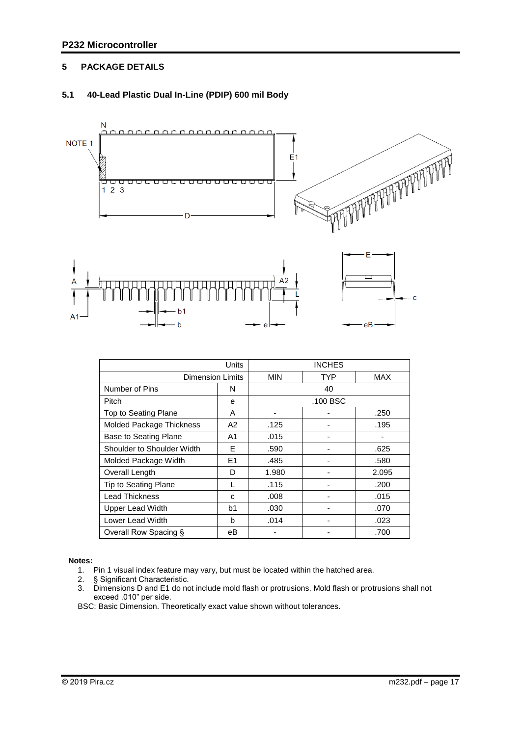## 5 PACKAGE DETAILS

### 5.1 40-Lead Plastic Dual In-Line (PDIP) 600 mil Body

| | Units | INCHES | | |
|---|---|---|---|---|
| Dimension Limits | | MIN | TYP | MAX |
| Number of Pins | N | 40 | | |
| Pitch | e | .100 BSC | | |
| Top to Seating Plane | A | - | - | .250 |
| Molded Package Thickness | A2 | .125 | - | .195 |
| Base to Seating Plane | A1 | .015 | - | - |
| Shoulder to Shoulder Width | E | .590 | - | .625 |
| Molded Package Width | E1 | .485 | - | .580 |
| Overall Length | D | 1.980 | - | 2.095 |
| Tip to Seating Plane | L | .115 | - | .200 |
| Lead Thickness | c | .008 | - | .015 |
| Upper Lead Width | b1 | .030 | - | .070 |
| Lower Lead Width | b | .014 | - | .023 |
| Overall Row Spacing § | eB | - | - | .700 |

**Notes:**

1. Pin 1 visual index feature may vary, but must be located within the hatched area.
2. § Significant Characteristic.
3. Dimensions D and E1 do not include mold flash or protrusions. Mold flash or protrusions shall not exceed .010" per side.

BSC: Basic Dimension. Theoretically exact value shown without tolerances.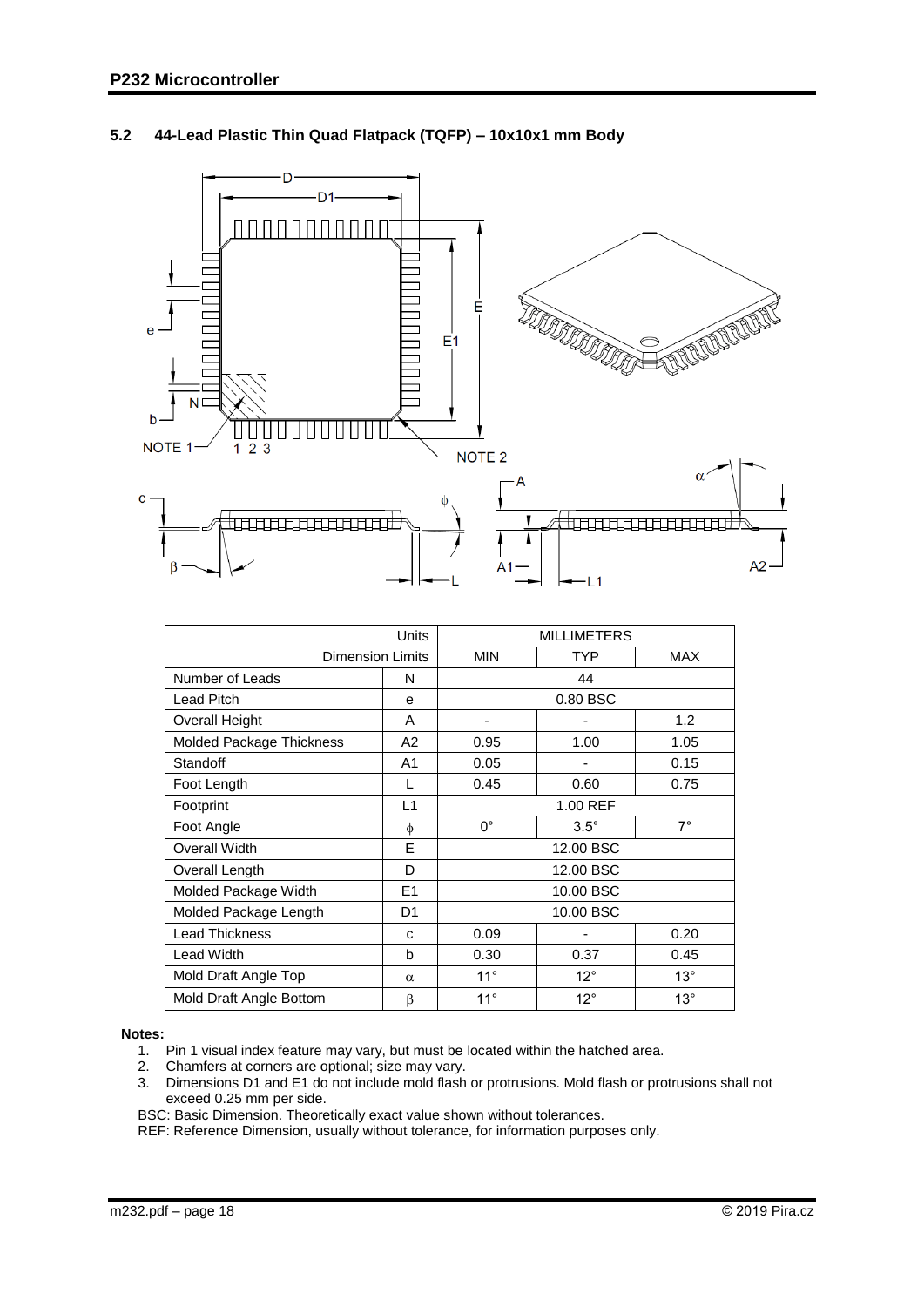## 5.2 44-Lead Plastic Thin Quad Flatpack (TQFP) – 10x10x1 mm Body

D
D1
E
E1
e
b
N
NOTE 1
1 2 3
NOTE 2
c
β
φ
L
A
A1
L1
α
A2

| Units | | MILLIMETERS | | |
|---|---|---|---|---|
| Dimension Limits | | MIN | TYP | MAX |
| Number of Leads | N | 44 | | |
| Lead Pitch | e | 0.80 BSC | | |
| Overall Height | A | - | - | 1.2 |
| Molded Package Thickness | A2 | 0.95 | 1.00 | 1.05 |
| Standoff | A1 | 0.05 | - | 0.15 |
| Foot Length | L | 0.45 | 0.60 | 0.75 |
| Footprint | L1 | 1.00 REF | | |
| Foot Angle | φ | 0° | 3.5° | 7° |
| Overall Width | E | 12.00 BSC | | |
| Overall Length | D | 12.00 BSC | | |
| Molded Package Width | E1 | 10.00 BSC | | |
| Molded Package Length | D1 | 10.00 BSC | | |
| Lead Thickness | c | 0.09 | - | 0.20 |
| Lead Width | b | 0.30 | 0.37 | 0.45 |
| Mold Draft Angle Top | α | 11° | 12° | 13° |
| Mold Draft Angle Bottom | β | 11° | 12° | 13° |

**Notes:**

1. Pin 1 visual index feature may vary, but must be located within the hatched area.
2. Chamfers at corners are optional; size may vary.
3. Dimensions D1 and E1 do not include mold flash or protrusions. Mold flash or protrusions shall not exceed 0.25 mm per side.

BSC: Basic Dimension. Theoretically exact value shown without tolerances.

REF: Reference Dimension, usually without tolerance, for information purposes only.